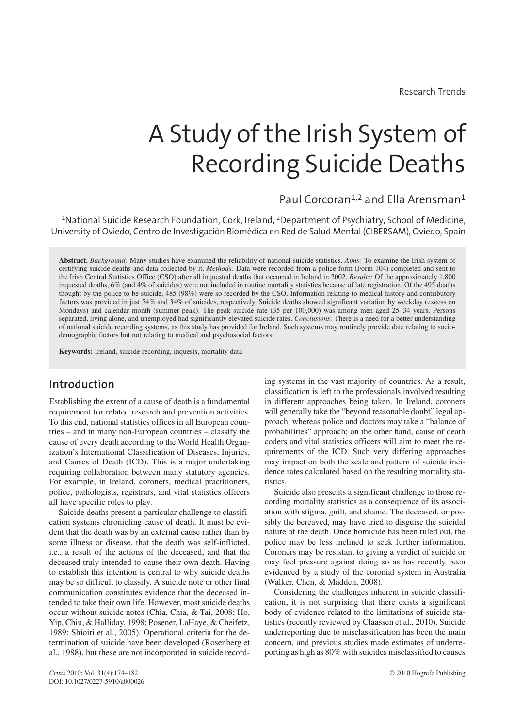Research Trends

# A Study of the Irish System of Recording Suicide Deaths

Paul Corcoran[1,2] and Ella Arensman[1]

[1]National Suicide Research Foundation, Cork, Ireland, [2]Department of Psychiatry, School of Medicine, University of Oviedo, Centro de Investigación Biomédica en Red de Salud Mental (CIBERSAM), Oviedo, Spain

**Abstract.** *Background:* Many studies have examined the reliability of national suicide statistics. *Aims:* To examine the Irish system of certifying suicide deaths and data collected by it. *Methods:* Data were recorded from a police form (Form 104) completed and sent to the Irish Central Statistics Office (CSO) after all inquested deaths that occurred in Ireland in 2002. *Results:* Of the approximately 1,800 inquested deaths, 6% (and 4% of suicides) were not included in routine mortality statistics because of late registration. Of the 495 deaths thought by the police to be suicide, 485 (98%) were so recorded by the CSO. Information relating to medical history and contributory factors was provided in just 54% and 34% of suicides, respectively. Suicide deaths showed significant variation by weekday (excess on Mondays) and calendar month (summer peak). The peak suicide rate (35 per 100,000) was among men aged 25–34 years. Persons separated, living alone, and unemployed had significantly elevated suicide rates. *Conclusions:* There is a need for a better understanding of national suicide recording systems, as this study has provided for Ireland. Such systems may routinely provide data relating to sociodemographic factors but not relating to medical and psychosocial factors.

**Keywords:** Ireland, suicide recording, inquests, mortality data

## Introduction

Establishing the extent of a cause of death is a fundamental requirement for related research and prevention activities. To this end, national statistics offices in all European countries – and in many non-European countries – classify the cause of every death according to the World Health Organization's International Classification of Diseases, Injuries, and Causes of Death (ICD). This is a major undertaking requiring collaboration between many statutory agencies. For example, in Ireland, coroners, medical practitioners, police, pathologists, registrars, and vital statistics officers all have specific roles to play.

Suicide deaths present a particular challenge to classification systems chronicling cause of death. It must be evident that the death was by an external cause rather than by some illness or disease, that the death was self-inflicted, i.e., a result of the actions of the deceased, and that the deceased truly intended to cause their own death. Having to establish this intention is central to why suicide deaths may be so difficult to classify. A suicide note or other final communication constitutes evidence that the deceased intended to take their own life. However, most suicide deaths occur without suicide notes (Chia, Chia, & Tai, 2008; Ho, Yip, Chiu, & Halliday, 1998; Posener, LaHaye, & Cheifetz, 1989; Shioiri et al., 2005). Operational criteria for the determination of suicide have been developed (Rosenberg et al., 1988), but these are not incorporated in suicide recording systems in the vast majority of countries. As a result, classification is left to the professionals involved resulting in different approaches being taken. In Ireland, coroners will generally take the "beyond reasonable doubt" legal approach, whereas police and doctors may take a "balance of probabilities" approach; on the other hand, cause of death coders and vital statistics officers will aim to meet the requirements of the ICD. Such very differing approaches may impact on both the scale and pattern of suicide incidence rates calculated based on the resulting mortality statistics.

Suicide also presents a significant challenge to those recording mortality statistics as a consequence of its association with stigma, guilt, and shame. The deceased, or possibly the bereaved, may have tried to disguise the suicidal nature of the death. Once homicide has been ruled out, the police may be less inclined to seek further information. Coroners may be resistant to giving a verdict of suicide or may feel pressure against doing so as has recently been evidenced by a study of the coronial system in Australia (Walker, Chen, & Madden, 2008).

Considering the challenges inherent in suicide classification, it is not surprising that there exists a significant body of evidence related to the limitations of suicide statistics (recently reviewed by Claassen et al., 2010). Suicide underreporting due to misclassification has been the main concern, and previous studies made estimates of underreporting as high as 80% with suicides misclassified to causes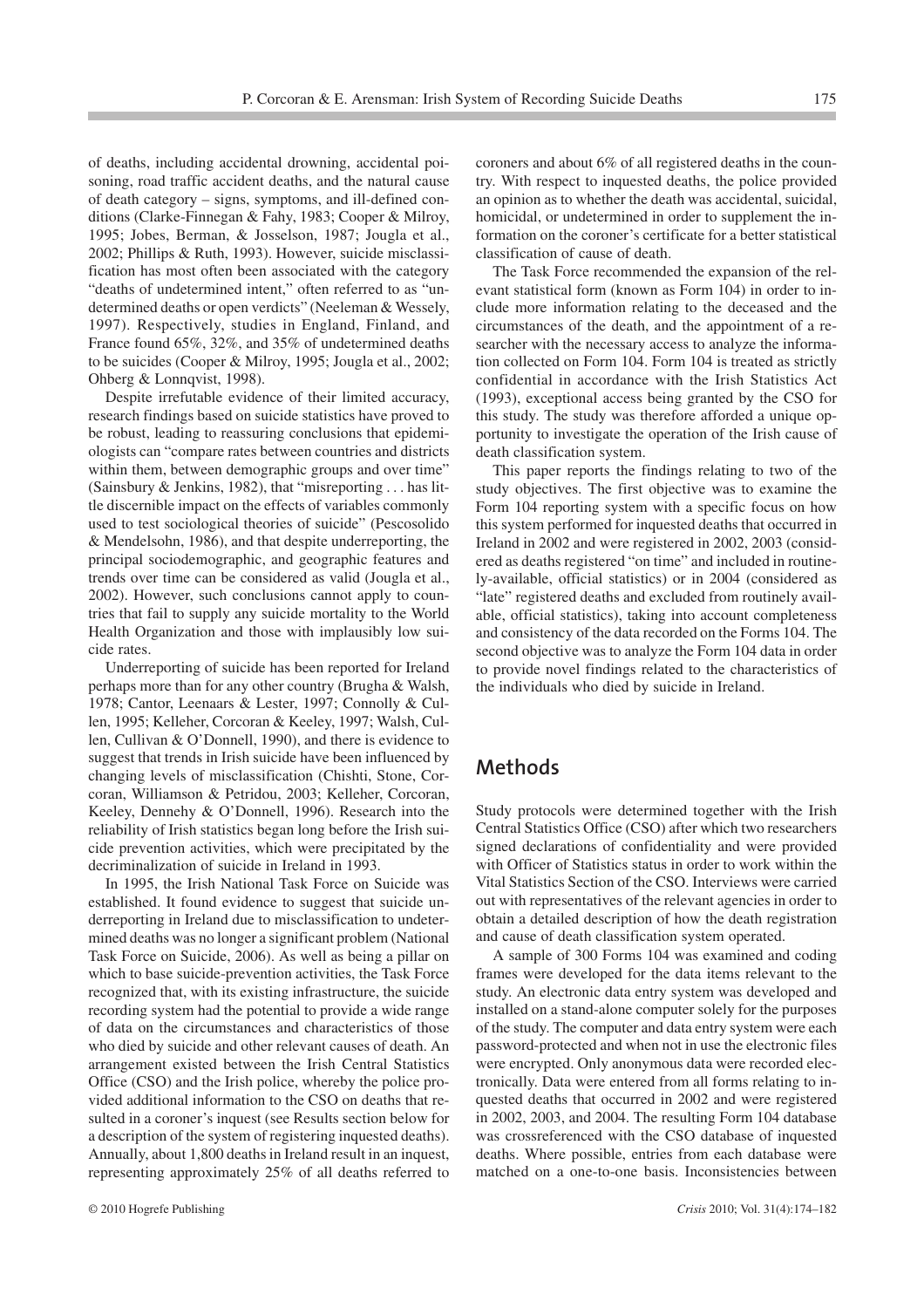of deaths, including accidental drowning, accidental poisoning, road traffic accident deaths, and the natural cause of death category – signs, symptoms, and ill-defined conditions (Clarke-Finnegan & Fahy, 1983; Cooper & Milroy, 1995; Jobes, Berman, & Josselson, 1987; Jougla et al., 2002; Phillips & Ruth, 1993). However, suicide misclassification has most often been associated with the category "deaths of undetermined intent," often referred to as "undetermined deaths or open verdicts" (Neeleman & Wessely, 1997). Respectively, studies in England, Finland, and France found 65%, 32%, and 35% of undetermined deaths to be suicides (Cooper & Milroy, 1995; Jougla et al., 2002; Ohberg & Lonnqvist, 1998).

Despite irrefutable evidence of their limited accuracy, research findings based on suicide statistics have proved to be robust, leading to reassuring conclusions that epidemiologists can "compare rates between countries and districts within them, between demographic groups and over time" (Sainsbury & Jenkins, 1982), that "misreporting . . . has little discernible impact on the effects of variables commonly used to test sociological theories of suicide" (Pescosolido & Mendelsohn, 1986), and that despite underreporting, the principal sociodemographic, and geographic features and trends over time can be considered as valid (Jougla et al., 2002). However, such conclusions cannot apply to countries that fail to supply any suicide mortality to the World Health Organization and those with implausibly low suicide rates.

Underreporting of suicide has been reported for Ireland perhaps more than for any other country (Brugha & Walsh, 1978; Cantor, Leenaars & Lester, 1997; Connolly & Cullen, 1995; Kelleher, Corcoran & Keeley, 1997; Walsh, Cullen, Cullivan & O'Donnell, 1990), and there is evidence to suggest that trends in Irish suicide have been influenced by changing levels of misclassification (Chishti, Stone, Corcoran, Williamson & Petridou, 2003; Kelleher, Corcoran, Keeley, Dennehy & O'Donnell, 1996). Research into the reliability of Irish statistics began long before the Irish suicide prevention activities, which were precipitated by the decriminalization of suicide in Ireland in 1993.

In 1995, the Irish National Task Force on Suicide was established. It found evidence to suggest that suicide underreporting in Ireland due to misclassification to undetermined deaths was no longer a significant problem (National Task Force on Suicide, 2006). As well as being a pillar on which to base suicide-prevention activities, the Task Force recognized that, with its existing infrastructure, the suicide recording system had the potential to provide a wide range of data on the circumstances and characteristics of those who died by suicide and other relevant causes of death. An arrangement existed between the Irish Central Statistics Office (CSO) and the Irish police, whereby the police provided additional information to the CSO on deaths that resulted in a coroner's inquest (see Results section below for a description of the system of registering inquested deaths). Annually, about 1,800 deaths in Ireland result in an inquest, representing approximately 25% of all deaths referred to coroners and about 6% of all registered deaths in the country. With respect to inquested deaths, the police provided an opinion as to whether the death was accidental, suicidal, homicidal, or undetermined in order to supplement the information on the coroner's certificate for a better statistical classification of cause of death.

The Task Force recommended the expansion of the relevant statistical form (known as Form 104) in order to include more information relating to the deceased and the circumstances of the death, and the appointment of a researcher with the necessary access to analyze the information collected on Form 104. Form 104 is treated as strictly confidential in accordance with the Irish Statistics Act (1993), exceptional access being granted by the CSO for this study. The study was therefore afforded a unique opportunity to investigate the operation of the Irish cause of death classification system.

This paper reports the findings relating to two of the study objectives. The first objective was to examine the Form 104 reporting system with a specific focus on how this system performed for inquested deaths that occurred in Ireland in 2002 and were registered in 2002, 2003 (considered as deaths registered "on time" and included in routinely-available, official statistics) or in 2004 (considered as "late" registered deaths and excluded from routinely available, official statistics), taking into account completeness and consistency of the data recorded on the Forms 104. The second objective was to analyze the Form 104 data in order to provide novel findings related to the characteristics of the individuals who died by suicide in Ireland.

## Methods

Study protocols were determined together with the Irish Central Statistics Office (CSO) after which two researchers signed declarations of confidentiality and were provided with Officer of Statistics status in order to work within the Vital Statistics Section of the CSO. Interviews were carried out with representatives of the relevant agencies in order to obtain a detailed description of how the death registration and cause of death classification system operated.

A sample of 300 Forms 104 was examined and coding frames were developed for the data items relevant to the study. An electronic data entry system was developed and installed on a stand-alone computer solely for the purposes of the study. The computer and data entry system were each password-protected and when not in use the electronic files were encrypted. Only anonymous data were recorded electronically. Data were entered from all forms relating to inquested deaths that occurred in 2002 and were registered in 2002, 2003, and 2004. The resulting Form 104 database was crossreferenced with the CSO database of inquested deaths. Where possible, entries from each database were matched on a one-to-one basis. Inconsistencies between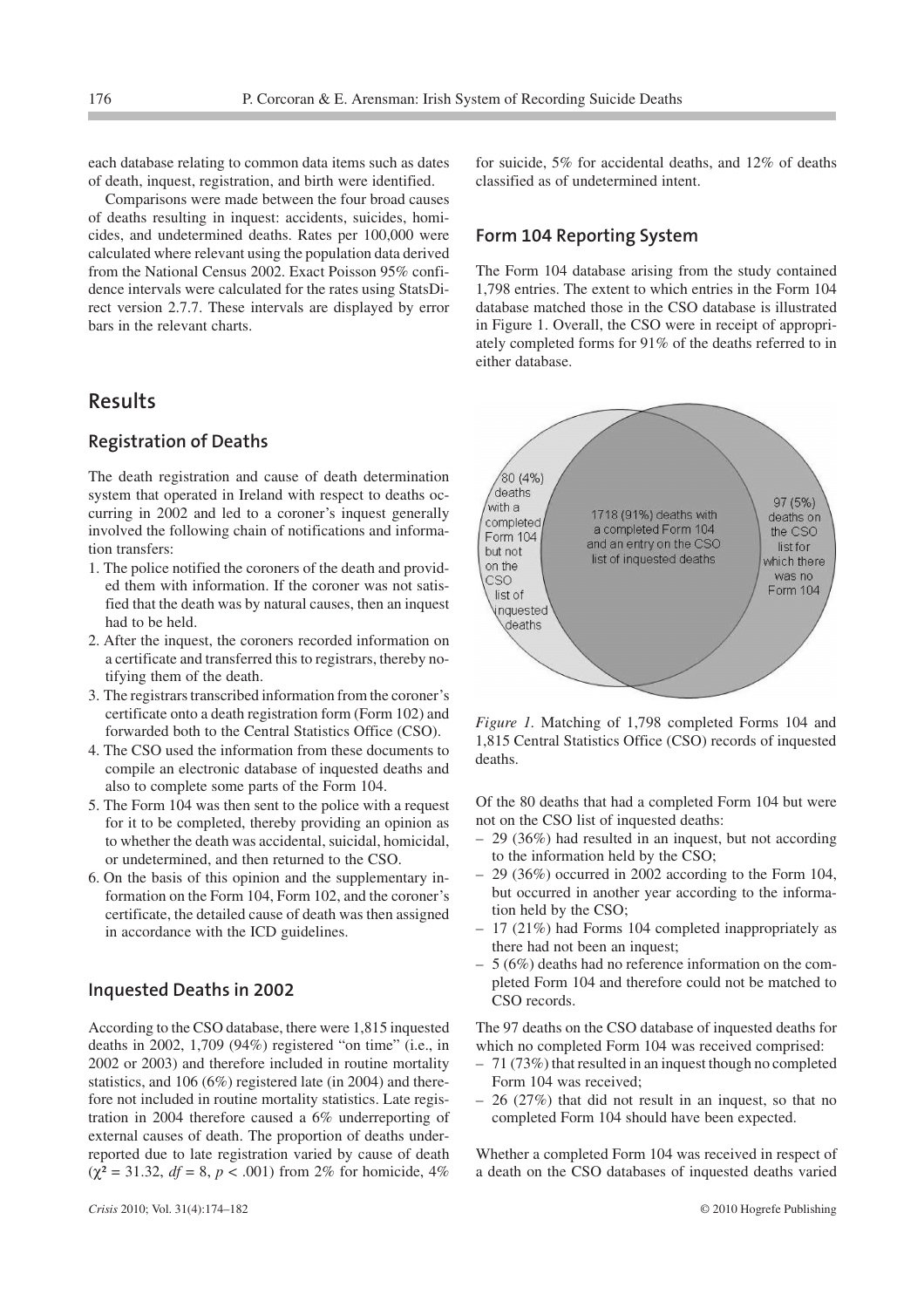each database relating to common data items such as dates of death, inquest, registration, and birth were identified.

Comparisons were made between the four broad causes of deaths resulting in inquest: accidents, suicides, homicides, and undetermined deaths. Rates per 100,000 were calculated where relevant using the population data derived from the National Census 2002. Exact Poisson 95% confidence intervals were calculated for the rates using StatsDirect version 2.7.7. These intervals are displayed by error bars in the relevant charts.

## Results

### Registration of Deaths

The death registration and cause of death determination system that operated in Ireland with respect to deaths occurring in 2002 and led to a coroner's inquest generally involved the following chain of notifications and information transfers:

1. The police notified the coroners of the death and provided them with information. If the coroner was not satisfied that the death was by natural causes, then an inquest had to be held.
2. After the inquest, the coroners recorded information on a certificate and transferred this to registrars, thereby notifying them of the death.
3. The registrars transcribed information from the coroner's certificate onto a death registration form (Form 102) and forwarded both to the Central Statistics Office (CSO).
4. The CSO used the information from these documents to compile an electronic database of inquested deaths and also to complete some parts of the Form 104.
5. The Form 104 was then sent to the police with a request for it to be completed, thereby providing an opinion as to whether the death was accidental, suicidal, homicidal, or undetermined, and then returned to the CSO.
6. On the basis of this opinion and the supplementary information on the Form 104, Form 102, and the coroner's certificate, the detailed cause of death was then assigned in accordance with the ICD guidelines.

### Inquested Deaths in 2002

According to the CSO database, there were 1,815 inquested deaths in 2002, 1,709 (94%) registered "on time" (i.e., in 2002 or 2003) and therefore included in routine mortality statistics, and 106 (6%) registered late (in 2004) and therefore not included in routine mortality statistics. Late registration in 2004 therefore caused a 6% underreporting of external causes of death. The proportion of deaths underreported due to late registration varied by cause of death ($\chi^2 = 31.32$, $df = 8$, $p < .001$) from 2% for homicide, 4% for suicide, 5% for accidental deaths, and 12% of deaths classified as of undetermined intent.

### Form 104 Reporting System

The Form 104 database arising from the study contained 1,798 entries. The extent to which entries in the Form 104 database matched those in the CSO database is illustrated in Figure 1. Overall, the CSO were in receipt of appropriately completed forms for 91% of the deaths referred to in either database.

80 (4%) deaths with a completed Form 104 but not on the CSO list of inquested deaths

1718 (91%) deaths with a completed Form 104 and an entry on the CSO list of inquested deaths

97 (5%) deaths on the CSO list for which there was no Form 104

*Figure 1.* Matching of 1,798 completed Forms 104 and 1,815 Central Statistics Office (CSO) records of inquested deaths.

Of the 80 deaths that had a completed Form 104 but were not on the CSO list of inquested deaths:

- 29 (36%) had resulted in an inquest, but not according to the information held by the CSO;
- 29 (36%) occurred in 2002 according to the Form 104, but occurred in another year according to the information held by the CSO;
- 17 (21%) had Forms 104 completed inappropriately as there had not been an inquest;
- 5 (6%) deaths had no reference information on the completed Form 104 and therefore could not be matched to CSO records.

The 97 deaths on the CSO database of inquested deaths for which no completed Form 104 was received comprised:

- 71 (73%) that resulted in an inquest though no completed Form 104 was received;
- 26 (27%) that did not result in an inquest, so that no completed Form 104 should have been expected.

Whether a completed Form 104 was received in respect of a death on the CSO databases of inquested deaths varied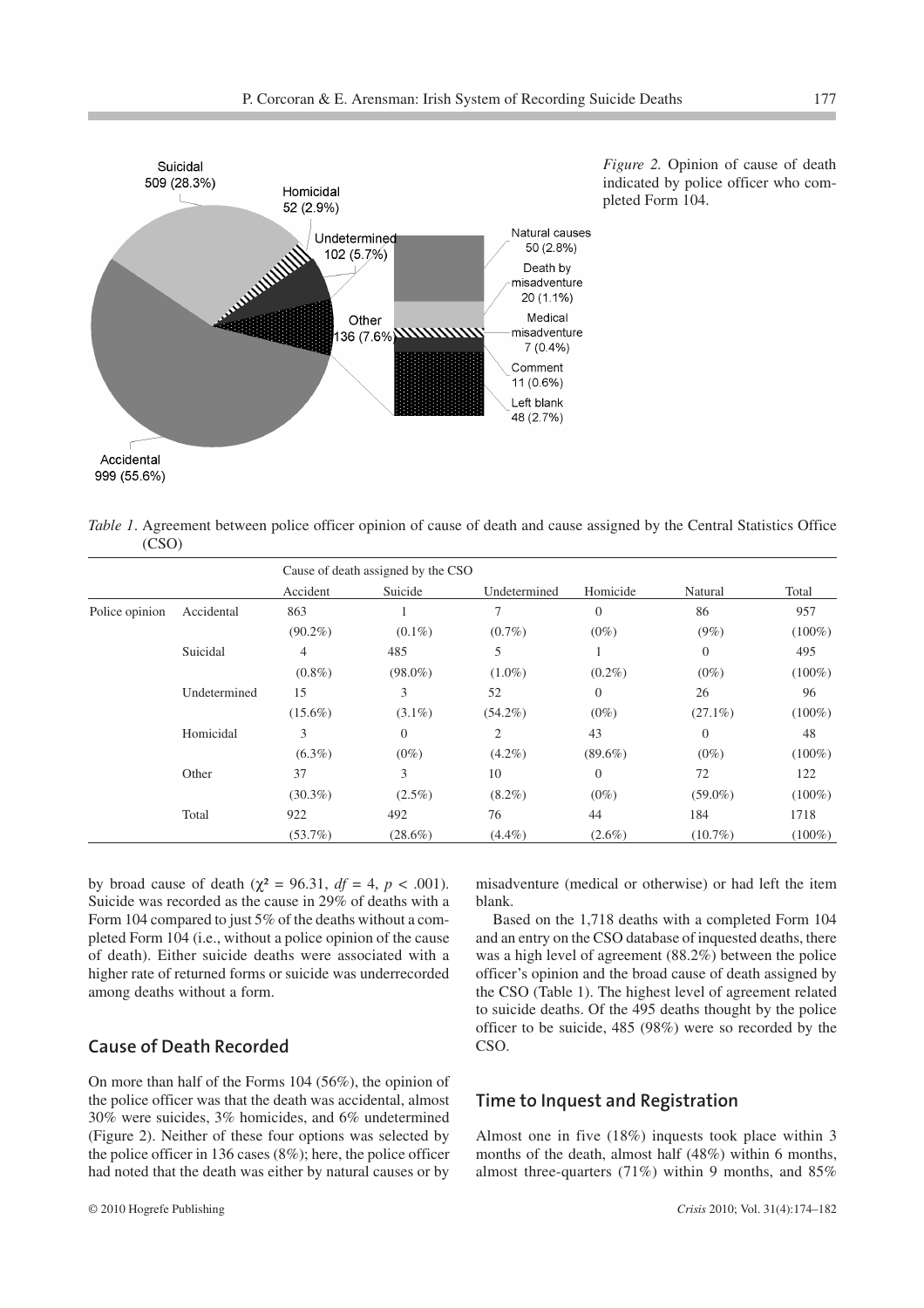*Figure 2.* Opinion of cause of death indicated by police officer who completed Form 104.

*Table 1*. Agreement between police officer opinion of cause of death and cause assigned by the Central Statistics Office (CSO)

| | | Cause of death assigned by the CSO | | | | | |
|---|---|---|---|---|---|---|---|
| | | Accident | Suicide | Undetermined | Homicide | Natural | Total |
| Police opinion | Accidental | 863 | 1 | 7 | 0 | 86 | 957 |
| | | (90.2%) | (0.1%) | (0.7%) | (0%) | (9%) | (100%) |
| | Suicidal | 4 | 485 | 5 | 1 | 0 | 495 |
| | | (0.8%) | (98.0%) | (1.0%) | (0.2%) | (0%) | (100%) |
| | Undetermined | 15 | 3 | 52 | 0 | 26 | 96 |
| | | (15.6%) | (3.1%) | (54.2%) | (0%) | (27.1%) | (100%) |
| | Homicidal | 3 | 0 | 2 | 43 | 0 | 48 |
| | | (6.3%) | (0%) | (4.2%) | (89.6%) | (0%) | (100%) |
| | Other | 37 | 3 | 10 | 0 | 72 | 122 |
| | | (30.3%) | (2.5%) | (8.2%) | (0%) | (59.0%) | (100%) |
| | Total | 922 | 492 | 76 | 44 | 184 | 1718 |
| | | (53.7%) | (28.6%) | (4.4%) | (2.6%) | (10.7%) | (100%) |

by broad cause of death ($\chi^2 = 96.31$, $df = 4$, $p < .001$). Suicide was recorded as the cause in 29% of deaths with a Form 104 compared to just 5% of the deaths without a completed Form 104 (i.e., without a police opinion of the cause of death). Either suicide deaths were associated with a higher rate of returned forms or suicide was underrecorded among deaths without a form.

## Cause of Death Recorded

On more than half of the Forms 104 (56%), the opinion of the police officer was that the death was accidental, almost 30% were suicides, 3% homicides, and 6% undetermined (Figure 2). Neither of these four options was selected by the police officer in 136 cases (8%); here, the police officer had noted that the death was either by natural causes or by misadventure (medical or otherwise) or had left the item blank.

Based on the 1,718 deaths with a completed Form 104 and an entry on the CSO database of inquested deaths, there was a high level of agreement (88.2%) between the police officer's opinion and the broad cause of death assigned by the CSO (Table 1). The highest level of agreement related to suicide deaths. Of the 495 deaths thought by the police officer to be suicide, 485 (98%) were so recorded by the CSO.

## Time to Inquest and Registration

Almost one in five (18%) inquests took place within 3 months of the death, almost half (48%) within 6 months, almost three-quarters (71%) within 9 months, and 85%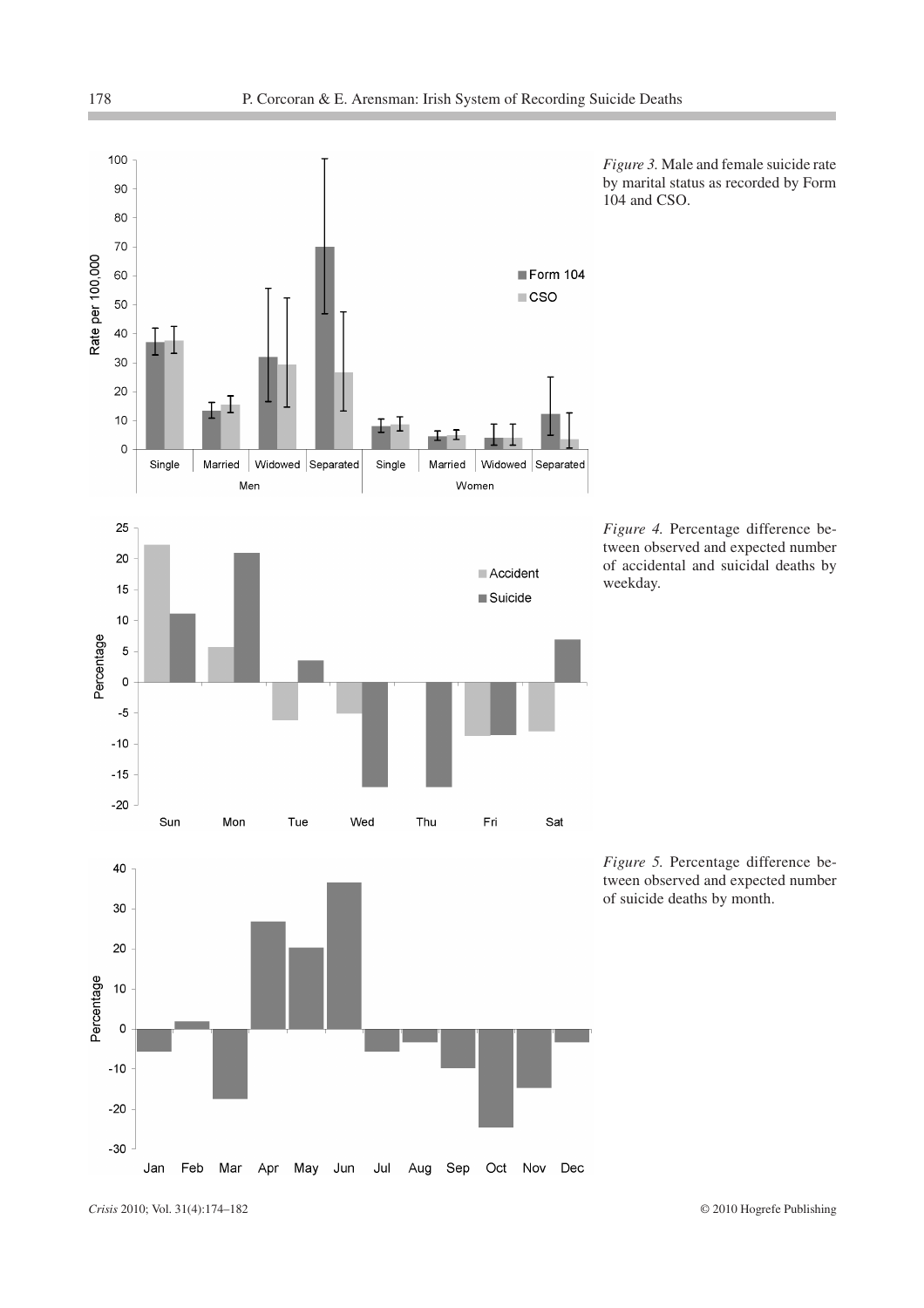*Figure 3.* Male and female suicide rate by marital status as recorded by Form 104 and CSO.

*Figure 4.* Percentage difference between observed and expected number of accidental and suicidal deaths by weekday.

*Figure 5.* Percentage difference between observed and expected number of suicide deaths by month.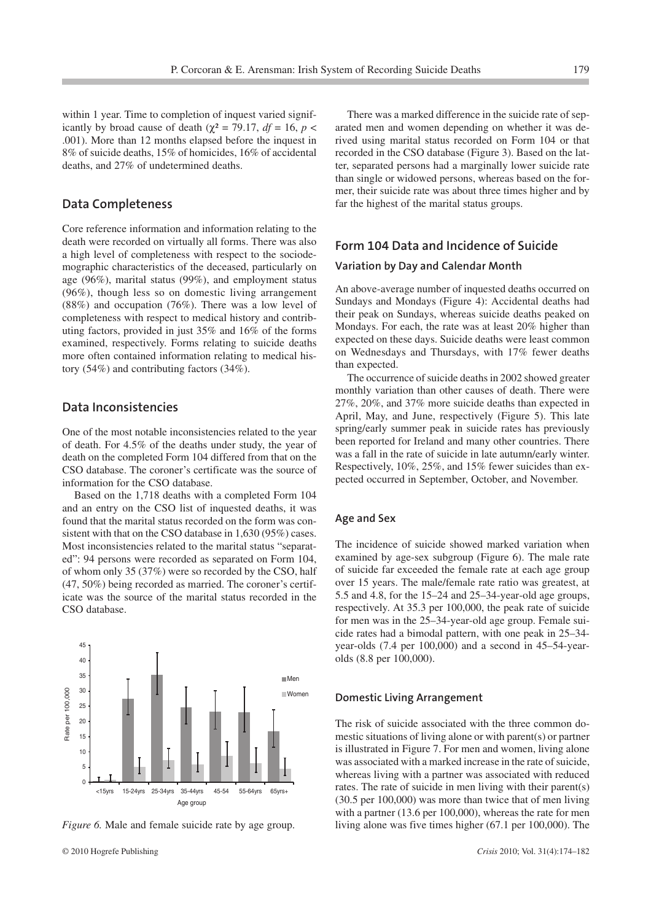within 1 year. Time to completion of inquest varied significantly by broad cause of death ($\chi^2 = 79.17$, $df = 16$, $p < .001$). More than 12 months elapsed before the inquest in 8% of suicide deaths, 15% of homicides, 16% of accidental deaths, and 27% of undetermined deaths.

## Data Completeness

Core reference information and information relating to the death were recorded on virtually all forms. There was also a high level of completeness with respect to the sociodemographic characteristics of the deceased, particularly on age (96%), marital status (99%), and employment status (96%), though less so on domestic living arrangement (88%) and occupation (76%). There was a low level of completeness with respect to medical history and contributing factors, provided in just 35% and 16% of the forms examined, respectively. Forms relating to suicide deaths more often contained information relating to medical history (54%) and contributing factors (34%).

## Data Inconsistencies

One of the most notable inconsistencies related to the year of death. For 4.5% of the deaths under study, the year of death on the completed Form 104 differed from that on the CSO database. The coroner's certificate was the source of information for the CSO database.

Based on the 1,718 deaths with a completed Form 104 and an entry on the CSO list of inquested deaths, it was found that the marital status recorded on the form was consistent with that on the CSO database in 1,630 (95%) cases. Most inconsistencies related to the marital status "separated": 94 persons were recorded as separated on Form 104, of whom only 35 (37%) were so recorded by the CSO, half (47, 50%) being recorded as married. The coroner's certificate was the source of the marital status recorded in the CSO database.

*Figure 6.* Male and female suicide rate by age group.

There was a marked difference in the suicide rate of separated men and women depending on whether it was derived using marital status recorded on Form 104 or that recorded in the CSO database (Figure 3). Based on the latter, separated persons had a marginally lower suicide rate than single or widowed persons, whereas based on the former, their suicide rate was about three times higher and by far the highest of the marital status groups.

## Form 104 Data and Incidence of Suicide

### Variation by Day and Calendar Month

An above-average number of inquested deaths occurred on Sundays and Mondays (Figure 4): Accidental deaths had their peak on Sundays, whereas suicide deaths peaked on Mondays. For each, the rate was at least 20% higher than expected on these days. Suicide deaths were least common on Wednesdays and Thursdays, with 17% fewer deaths than expected.

The occurrence of suicide deaths in 2002 showed greater monthly variation than other causes of death. There were 27%, 20%, and 37% more suicide deaths than expected in April, May, and June, respectively (Figure 5). This late spring/early summer peak in suicide rates has previously been reported for Ireland and many other countries. There was a fall in the rate of suicide in late autumn/early winter. Respectively, 10%, 25%, and 15% fewer suicides than expected occurred in September, October, and November.

### Age and Sex

The incidence of suicide showed marked variation when examined by age-sex subgroup (Figure 6). The male rate of suicide far exceeded the female rate at each age group over 15 years. The male/female rate ratio was greatest, at 5.5 and 4.8, for the 15–24 and 25–34-year-old age groups, respectively. At 35.3 per 100,000, the peak rate of suicide for men was in the 25–34-year-old age group. Female suicide rates had a bimodal pattern, with one peak in 25–34-year-olds (7.4 per 100,000) and a second in 45–54-year-olds (8.8 per 100,000).

### Domestic Living Arrangement

The risk of suicide associated with the three common domestic situations of living alone or with parent(s) or partner is illustrated in Figure 7. For men and women, living alone was associated with a marked increase in the rate of suicide, whereas living with a partner was associated with reduced rates. The rate of suicide in men living with their parent(s) (30.5 per 100,000) was more than twice that of men living with a partner (13.6 per 100,000), whereas the rate for men living alone was five times higher (67.1 per 100,000). The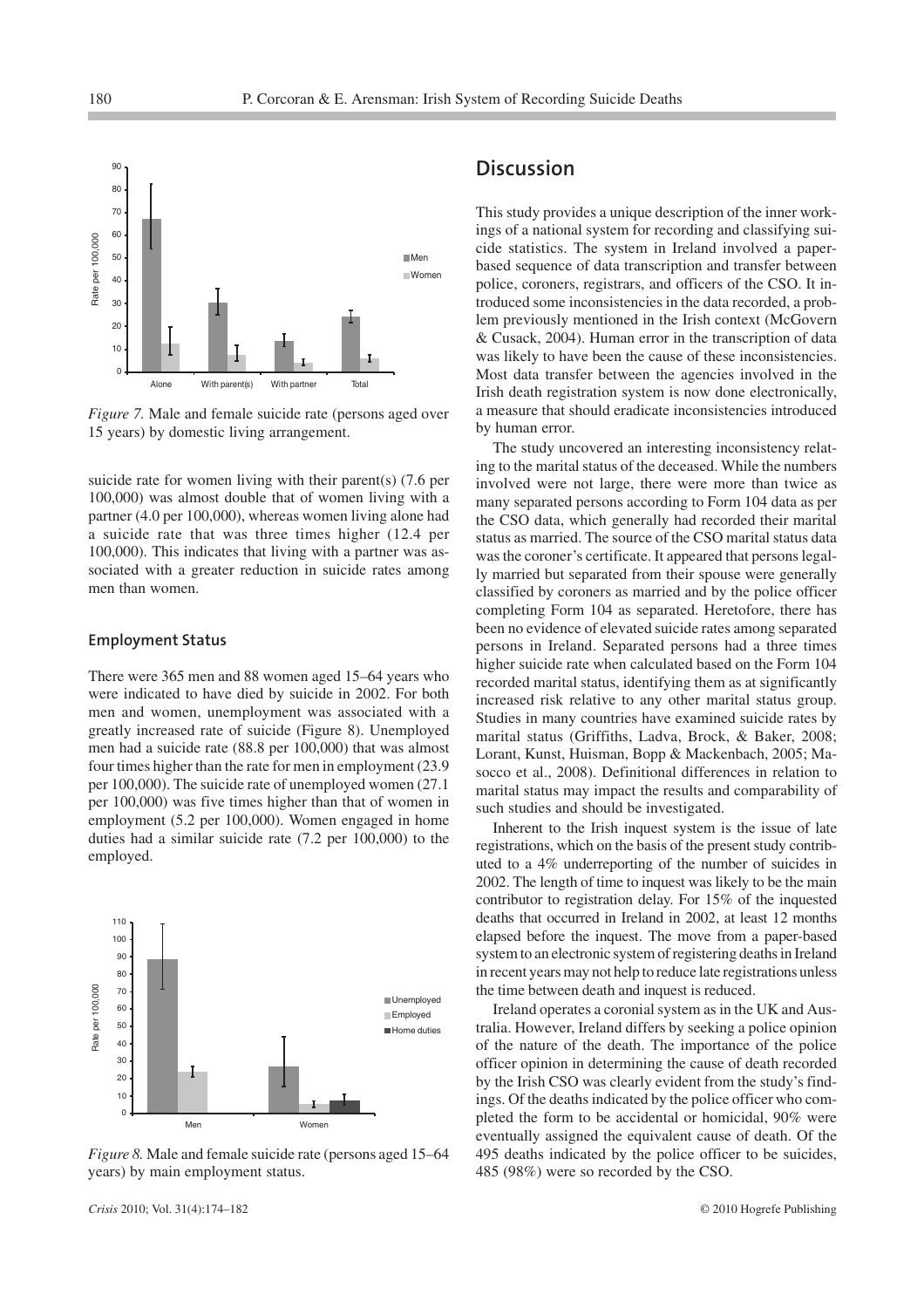*Figure 7.* Male and female suicide rate (persons aged over 15 years) by domestic living arrangement.

suicide rate for women living with their parent(s) (7.6 per 100,000) was almost double that of women living with a partner (4.0 per 100,000), whereas women living alone had a suicide rate that was three times higher (12.4 per 100,000). This indicates that living with a partner was associated with a greater reduction in suicide rates among men than women.

### Employment Status

There were 365 men and 88 women aged 15–64 years who were indicated to have died by suicide in 2002. For both men and women, unemployment was associated with a greatly increased rate of suicide (Figure 8). Unemployed men had a suicide rate (88.8 per 100,000) that was almost four times higher than the rate for men in employment (23.9 per 100,000). The suicide rate of unemployed women (27.1 per 100,000) was five times higher than that of women in employment (5.2 per 100,000). Women engaged in home duties had a similar suicide rate (7.2 per 100,000) to the employed.

*Figure 8.* Male and female suicide rate (persons aged 15–64 years) by main employment status.

## Discussion

This study provides a unique description of the inner workings of a national system for recording and classifying suicide statistics. The system in Ireland involved a paper-based sequence of data transcription and transfer between police, coroners, registrars, and officers of the CSO. It introduced some inconsistencies in the data recorded, a problem previously mentioned in the Irish context (McGovern & Cusack, 2004). Human error in the transcription of data was likely to have been the cause of these inconsistencies. Most data transfer between the agencies involved in the Irish death registration system is now done electronically, a measure that should eradicate inconsistencies introduced by human error.

The study uncovered an interesting inconsistency relating to the marital status of the deceased. While the numbers involved were not large, there were more than twice as many separated persons according to Form 104 data as per the CSO data, which generally had recorded their marital status as married. The source of the CSO marital status data was the coroner's certificate. It appeared that persons legally married but separated from their spouse were generally classified by coroners as married and by the police officer completing Form 104 as separated. Heretofore, there has been no evidence of elevated suicide rates among separated persons in Ireland. Separated persons had a three times higher suicide rate when calculated based on the Form 104 recorded marital status, identifying them as at significantly increased risk relative to any other marital status group. Studies in many countries have examined suicide rates by marital status (Griffiths, Ladva, Brock, & Baker, 2008; Lorant, Kunst, Huisman, Bopp & Mackenbach, 2005; Masocco et al., 2008). Definitional differences in relation to marital status may impact the results and comparability of such studies and should be investigated.

Inherent to the Irish inquest system is the issue of late registrations, which on the basis of the present study contributed to a 4% underreporting of the number of suicides in 2002. The length of time to inquest was likely to be the main contributor to registration delay. For 15% of the inquested deaths that occurred in Ireland in 2002, at least 12 months elapsed before the inquest. The move from a paper-based system to an electronic system of registering deaths in Ireland in recent years may not help to reduce late registrations unless the time between death and inquest is reduced.

Ireland operates a coronial system as in the UK and Australia. However, Ireland differs by seeking a police opinion of the nature of the death. The importance of the police officer opinion in determining the cause of death recorded by the Irish CSO was clearly evident from the study's findings. Of the deaths indicated by the police officer who completed the form to be accidental or homicidal, 90% were eventually assigned the equivalent cause of death. Of the 495 deaths indicated by the police officer to be suicides, 485 (98%) were so recorded by the CSO.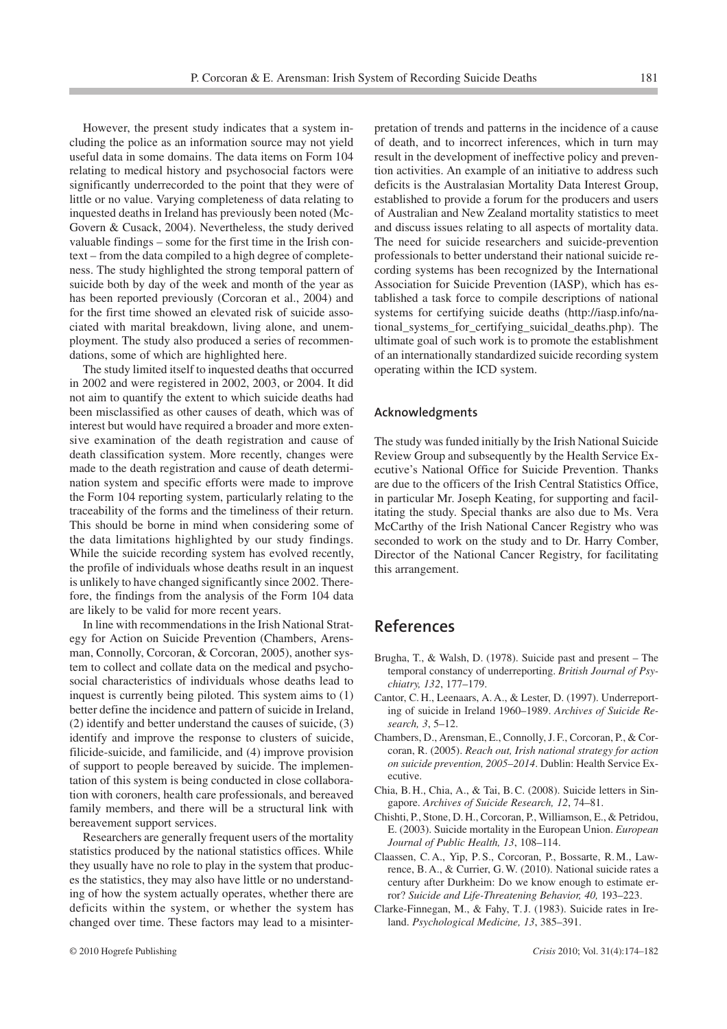However, the present study indicates that a system including the police as an information source may not yield useful data in some domains. The data items on Form 104 relating to medical history and psychosocial factors were significantly underrecorded to the point that they were of little or no value. Varying completeness of data relating to inquested deaths in Ireland has previously been noted (McGovern & Cusack, 2004). Nevertheless, the study derived valuable findings – some for the first time in the Irish context – from the data compiled to a high degree of completeness. The study highlighted the strong temporal pattern of suicide both by day of the week and month of the year as has been reported previously (Corcoran et al., 2004) and for the first time showed an elevated risk of suicide associated with marital breakdown, living alone, and unemployment. The study also produced a series of recommendations, some of which are highlighted here.

The study limited itself to inquested deaths that occurred in 2002 and were registered in 2002, 2003, or 2004. It did not aim to quantify the extent to which suicide deaths had been misclassified as other causes of death, which was of interest but would have required a broader and more extensive examination of the death registration and cause of death classification system. More recently, changes were made to the death registration and cause of death determination system and specific efforts were made to improve the Form 104 reporting system, particularly relating to the traceability of the forms and the timeliness of their return. This should be borne in mind when considering some of the data limitations highlighted by our study findings. While the suicide recording system has evolved recently, the profile of individuals whose deaths result in an inquest is unlikely to have changed significantly since 2002. Therefore, the findings from the analysis of the Form 104 data are likely to be valid for more recent years.

In line with recommendations in the Irish National Strategy for Action on Suicide Prevention (Chambers, Arensman, Connolly, Corcoran, & Corcoran, 2005), another system to collect and collate data on the medical and psychosocial characteristics of individuals whose deaths lead to inquest is currently being piloted. This system aims to (1) better define the incidence and pattern of suicide in Ireland, (2) identify and better understand the causes of suicide, (3) identify and improve the response to clusters of suicide, filicide-suicide, and familicide, and (4) improve provision of support to people bereaved by suicide. The implementation of this system is being conducted in close collaboration with coroners, health care professionals, and bereaved family members, and there will be a structural link with bereavement support services.

Researchers are generally frequent users of the mortality statistics produced by the national statistics offices. While they usually have no role to play in the system that produces the statistics, they may also have little or no understanding of how the system actually operates, whether there are deficits within the system, or whether the system has changed over time. These factors may lead to a misinterpretation of trends and patterns in the incidence of a cause of death, and to incorrect inferences, which in turn may result in the development of ineffective policy and prevention activities. An example of an initiative to address such deficits is the Australasian Mortality Data Interest Group, established to provide a forum for the producers and users of Australian and New Zealand mortality statistics to meet and discuss issues relating to all aspects of mortality data. The need for suicide researchers and suicide-prevention professionals to better understand their national suicide recording systems has been recognized by the International Association for Suicide Prevention (IASP), which has established a task force to compile descriptions of national systems for certifying suicide deaths (http://iasp.info/national_systems_for_certifying_suicidal_deaths.php). The ultimate goal of such work is to promote the establishment of an internationally standardized suicide recording system operating within the ICD system.

### Acknowledgments

The study was funded initially by the Irish National Suicide Review Group and subsequently by the Health Service Executive's National Office for Suicide Prevention. Thanks are due to the officers of the Irish Central Statistics Office, in particular Mr. Joseph Keating, for supporting and facilitating the study. Special thanks are also due to Ms. Vera McCarthy of the Irish National Cancer Registry who was seconded to work on the study and to Dr. Harry Comber, Director of the National Cancer Registry, for facilitating this arrangement.

## References

Brugha, T., & Walsh, D. (1978). Suicide past and present – The temporal constancy of underreporting. *British Journal of Psychiatry, 132*, 177–179.

Cantor, C. H., Leenaars, A. A., & Lester, D. (1997). Underreporting of suicide in Ireland 1960–1989. *Archives of Suicide Research, 3*, 5–12.

Chambers, D., Arensman, E., Connolly, J. F., Corcoran, P., & Corcoran, R. (2005). *Reach out, Irish national strategy for action on suicide prevention, 2005–2014*. Dublin: Health Service Executive.

Chia, B. H., Chia, A., & Tai, B. C. (2008). Suicide letters in Singapore. *Archives of Suicide Research, 12*, 74–81.

Chishti, P., Stone, D. H., Corcoran, P., Williamson, E., & Petridou, E. (2003). Suicide mortality in the European Union. *European Journal of Public Health, 13*, 108–114.

Claassen, C. A., Yip, P. S., Corcoran, P., Bossarte, R. M., Lawrence, B. A., & Currier, G. W. (2010). National suicide rates a century after Durkheim: Do we know enough to estimate error? *Suicide and Life-Threatening Behavior, 40,* 193–223.

Clarke-Finnegan, M., & Fahy, T. J. (1983). Suicide rates in Ireland. *Psychological Medicine, 13*, 385–391.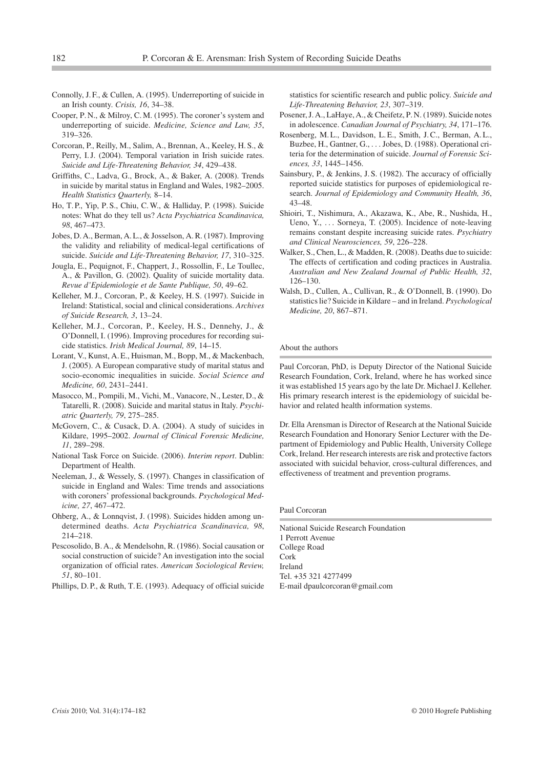Connolly, J. F., & Cullen, A. (1995). Underreporting of suicide in an Irish county. *Crisis, 16*, 34–38.

Cooper, P. N., & Milroy, C. M. (1995). The coroner's system and underreporting of suicide. *Medicine, Science and Law, 35*, 319–326.

Corcoran, P., Reilly, M., Salim, A., Brennan, A., Keeley, H. S., & Perry, I. J. (2004). Temporal variation in Irish suicide rates. *Suicide and Life-Threatening Behavior, 34*, 429–438.

Griffiths, C., Ladva, G., Brock, A., & Baker, A. (2008). Trends in suicide by marital status in England and Wales, 1982–2005. *Health Statistics Quarterly,* 8–14.

Ho, T. P., Yip, P. S., Chiu, C. W., & Halliday, P. (1998). Suicide notes: What do they tell us? *Acta Psychiatrica Scandinavica, 98*, 467–473.

Jobes, D. A., Berman, A. L., & Josselson, A. R. (1987). Improving the validity and reliability of medical-legal certifications of suicide. *Suicide and Life-Threatening Behavior, 17*, 310–325.

Jougla, E., Pequignot, F., Chappert, J., Rossollin, F., Le Toullec, A., & Pavillon, G. (2002). Quality of suicide mortality data. *Revue d'Epidemiologie et de Sante Publique, 50*, 49–62.

Kelleher, M. J., Corcoran, P., & Keeley, H. S. (1997). Suicide in Ireland: Statistical, social and clinical considerations. *Archives of Suicide Research, 3*, 13–24.

Kelleher, M. J., Corcoran, P., Keeley, H. S., Dennehy, J., & O'Donnell, I. (1996). Improving procedures for recording suicide statistics. *Irish Medical Journal, 89*, 14–15.

Lorant, V., Kunst, A. E., Huisman, M., Bopp, M., & Mackenbach, J. (2005). A European comparative study of marital status and socio-economic inequalities in suicide. *Social Science and Medicine, 60*, 2431–2441.

Masocco, M., Pompili, M., Vichi, M., Vanacore, N., Lester, D., & Tatarelli, R. (2008). Suicide and marital status in Italy. *Psychiatric Quarterly, 79*, 275–285.

McGovern, C., & Cusack, D. A. (2004). A study of suicides in Kildare, 1995–2002. *Journal of Clinical Forensic Medicine, 11*, 289–298.

National Task Force on Suicide. (2006). *Interim report*. Dublin: Department of Health.

Neeleman, J., & Wessely, S. (1997). Changes in classification of suicide in England and Wales: Time trends and associations with coroners' professional backgrounds. *Psychological Medicine, 27*, 467–472.

Ohberg, A., & Lonnqvist, J. (1998). Suicides hidden among undetermined deaths. *Acta Psychiatrica Scandinavica, 98*, 214–218.

Pescosolido, B. A., & Mendelsohn, R. (1986). Social causation or social construction of suicide? An investigation into the social organization of official rates. *American Sociological Review, 51*, 80–101.

Phillips, D. P., & Ruth, T. E. (1993). Adequacy of official suicide statistics for scientific research and public policy. *Suicide and Life-Threatening Behavior, 23*, 307–319.

Posener, J. A., LaHaye, A., & Cheifetz, P. N. (1989). Suicide notes in adolescence. *Canadian Journal of Psychiatry, 34*, 171–176.

Rosenberg, M. L., Davidson, L. E., Smith, J. C., Berman, A. L., Buzbee, H., Gantner, G., . . . Jobes, D. (1988). Operational criteria for the determination of suicide. *Journal of Forensic Sciences, 33*, 1445–1456.

Sainsbury, P., & Jenkins, J. S. (1982). The accuracy of officially reported suicide statistics for purposes of epidemiological research. *Journal of Epidemiology and Community Health, 36*, 43–48.

Shioiri, T., Nishimura, A., Akazawa, K., Abe, R., Nushida, H., Ueno, Y., . . . Sorneya, T. (2005). Incidence of note-leaving remains constant despite increasing suicide rates. *Psychiatry and Clinical Neurosciences, 59*, 226–228.

Walker, S., Chen, L., & Madden, R. (2008). Deaths due to suicide: The effects of certification and coding practices in Australia. *Australian and New Zealand Journal of Public Health, 32*, 126–130.

Walsh, D., Cullen, A., Cullivan, R., & O'Donnell, B. (1990). Do statistics lie? Suicide in Kildare – and in Ireland. *Psychological Medicine, 20*, 867–871.

## About the authors

Paul Corcoran, PhD, is Deputy Director of the National Suicide Research Foundation, Cork, Ireland, where he has worked since it was established 15 years ago by the late Dr. Michael J. Kelleher. His primary research interest is the epidemiology of suicidal behavior and related health information systems.

Dr. Ella Arensman is Director of Research at the National Suicide Research Foundation and Honorary Senior Lecturer with the Department of Epidemiology and Public Health, University College Cork, Ireland. Her research interests are risk and protective factors associated with suicidal behavior, cross-cultural differences, and effectiveness of treatment and prevention programs.

## Paul Corcoran

National Suicide Research Foundation
1 Perrott Avenue
College Road
Cork
Ireland
Tel. +35 321 4277499
E-mail dpaulcorcoran@gmail.com